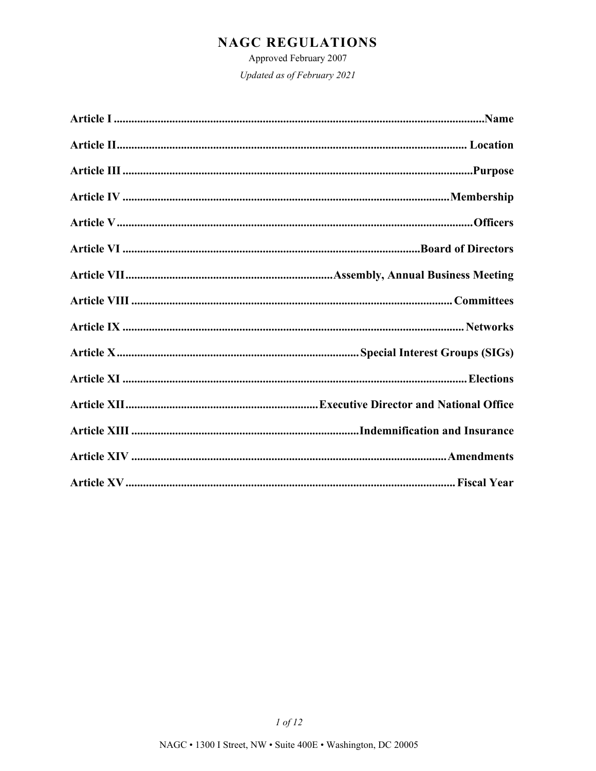# NAGC REGULATIONS

Approved February 2007

*Updated as of February 2021*

| | |
|---|---|
| **Article I** | **Name** |
| **Article II** | **Location** |
| **Article III** | **Purpose** |
| **Article IV** | **Membership** |
| **Article V** | **Officers** |
| **Article VI** | **Board of Directors** |
| **Article VII** | **Assembly, Annual Business Meeting** |
| **Article VIII** | **Committees** |
| **Article IX** | **Networks** |
| **Article X** | **Special Interest Groups (SIGs)** |
| **Article XI** | **Elections** |
| **Article XII** | **Executive Director and National Office** |
| **Article XIII** | **Indemnification and Insurance** |
| **Article XIV** | **Amendments** |
| **Article XV** | **Fiscal Year** |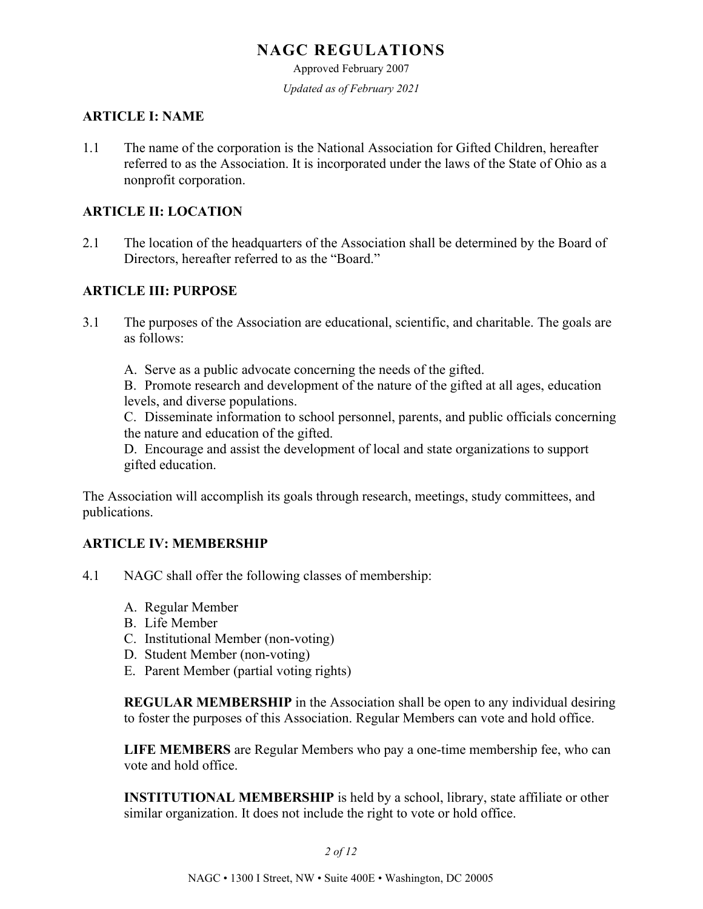# NAGC REGULATIONS

Approved February 2007

*Updated as of February 2021*

## ARTICLE I: NAME

1.1 The name of the corporation is the National Association for Gifted Children, hereafter referred to as the Association. It is incorporated under the laws of the State of Ohio as a nonprofit corporation.

## ARTICLE II: LOCATION

2.1 The location of the headquarters of the Association shall be determined by the Board of Directors, hereafter referred to as the "Board."

## ARTICLE III: PURPOSE

3.1 The purposes of the Association are educational, scientific, and charitable. The goals are as follows:

A. Serve as a public advocate concerning the needs of the gifted.
B. Promote research and development of the nature of the gifted at all ages, education levels, and diverse populations.
C. Disseminate information to school personnel, parents, and public officials concerning the nature and education of the gifted.
D. Encourage and assist the development of local and state organizations to support gifted education.

The Association will accomplish its goals through research, meetings, study committees, and publications.

## ARTICLE IV: MEMBERSHIP

4.1 NAGC shall offer the following classes of membership:

A. Regular Member
B. Life Member
C. Institutional Member (non-voting)
D. Student Member (non-voting)
E. Parent Member (partial voting rights)

**REGULAR MEMBERSHIP** in the Association shall be open to any individual desiring to foster the purposes of this Association. Regular Members can vote and hold office.

**LIFE MEMBERS** are Regular Members who pay a one-time membership fee, who can vote and hold office.

**INSTITUTIONAL MEMBERSHIP** is held by a school, library, state affiliate or other similar organization. It does not include the right to vote or hold office.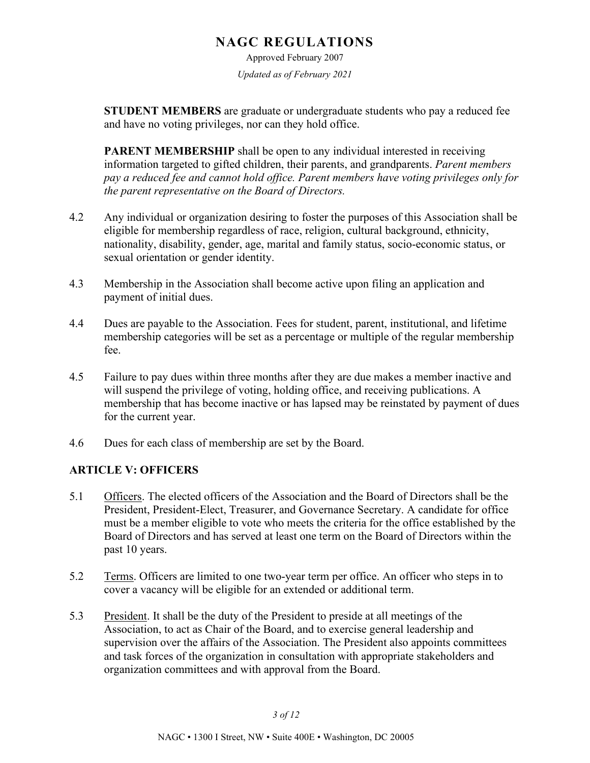**STUDENT MEMBERS** are graduate or undergraduate students who pay a reduced fee and have no voting privileges, nor can they hold office.

**PARENT MEMBERSHIP** shall be open to any individual interested in receiving information targeted to gifted children, their parents, and grandparents. *Parent members pay a reduced fee and cannot hold office. Parent members have voting privileges only for the parent representative on the Board of Directors.*

4.2 Any individual or organization desiring to foster the purposes of this Association shall be eligible for membership regardless of race, religion, cultural background, ethnicity, nationality, disability, gender, age, marital and family status, socio-economic status, or sexual orientation or gender identity.

4.3 Membership in the Association shall become active upon filing an application and payment of initial dues.

4.4 Dues are payable to the Association. Fees for student, parent, institutional, and lifetime membership categories will be set as a percentage or multiple of the regular membership fee.

4.5 Failure to pay dues within three months after they are due makes a member inactive and will suspend the privilege of voting, holding office, and receiving publications. A membership that has become inactive or has lapsed may be reinstated by payment of dues for the current year.

4.6 Dues for each class of membership are set by the Board.

## ARTICLE V: OFFICERS

5.1 Officers. The elected officers of the Association and the Board of Directors shall be the President, President-Elect, Treasurer, and Governance Secretary. A candidate for office must be a member eligible to vote who meets the criteria for the office established by the Board of Directors and has served at least one term on the Board of Directors within the past 10 years.

5.2 Terms. Officers are limited to one two-year term per office. An officer who steps in to cover a vacancy will be eligible for an extended or additional term.

5.3 President. It shall be the duty of the President to preside at all meetings of the Association, to act as Chair of the Board, and to exercise general leadership and supervision over the affairs of the Association. The President also appoints committees and task forces of the organization in consultation with appropriate stakeholders and organization committees and with approval from the Board.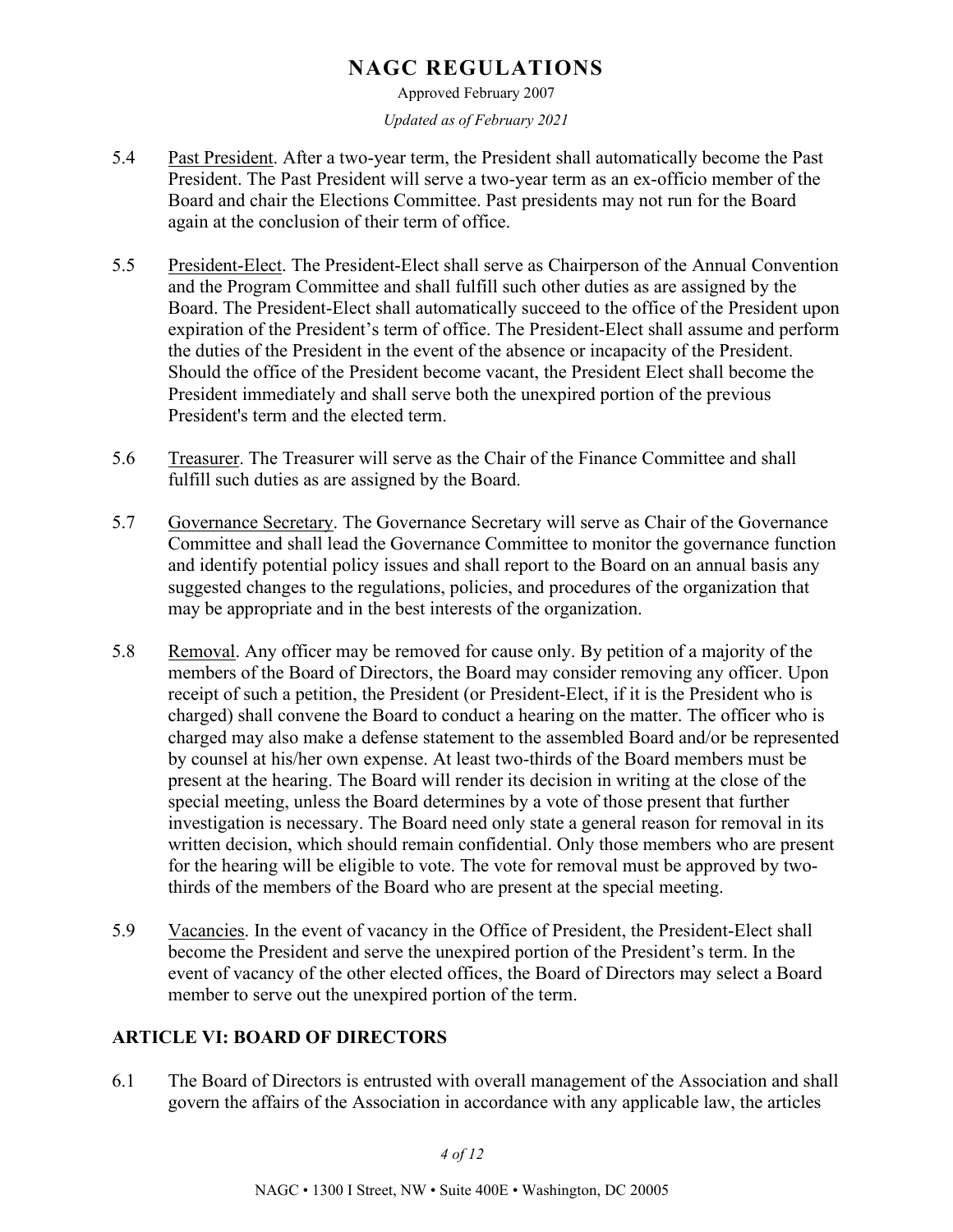5.4 Past President. After a two-year term, the President shall automatically become the Past President. The Past President will serve a two-year term as an ex-officio member of the Board and chair the Elections Committee. Past presidents may not run for the Board again at the conclusion of their term of office.

5.5 President-Elect. The President-Elect shall serve as Chairperson of the Annual Convention and the Program Committee and shall fulfill such other duties as are assigned by the Board. The President-Elect shall automatically succeed to the office of the President upon expiration of the President's term of office. The President-Elect shall assume and perform the duties of the President in the event of the absence or incapacity of the President. Should the office of the President become vacant, the President Elect shall become the President immediately and shall serve both the unexpired portion of the previous President's term and the elected term.

5.6 Treasurer. The Treasurer will serve as the Chair of the Finance Committee and shall fulfill such duties as are assigned by the Board.

5.7 Governance Secretary. The Governance Secretary will serve as Chair of the Governance Committee and shall lead the Governance Committee to monitor the governance function and identify potential policy issues and shall report to the Board on an annual basis any suggested changes to the regulations, policies, and procedures of the organization that may be appropriate and in the best interests of the organization.

5.8 Removal. Any officer may be removed for cause only. By petition of a majority of the members of the Board of Directors, the Board may consider removing any officer. Upon receipt of such a petition, the President (or President-Elect, if it is the President who is charged) shall convene the Board to conduct a hearing on the matter. The officer who is charged may also make a defense statement to the assembled Board and/or be represented by counsel at his/her own expense. At least two-thirds of the Board members must be present at the hearing. The Board will render its decision in writing at the close of the special meeting, unless the Board determines by a vote of those present that further investigation is necessary. The Board need only state a general reason for removal in its written decision, which should remain confidential. Only those members who are present for the hearing will be eligible to vote. The vote for removal must be approved by two-thirds of the members of the Board who are present at the special meeting.

5.9 Vacancies. In the event of vacancy in the Office of President, the President-Elect shall become the President and serve the unexpired portion of the President's term. In the event of vacancy of the other elected offices, the Board of Directors may select a Board member to serve out the unexpired portion of the term.

## ARTICLE VI: BOARD OF DIRECTORS

6.1 The Board of Directors is entrusted with overall management of the Association and shall govern the affairs of the Association in accordance with any applicable law, the articles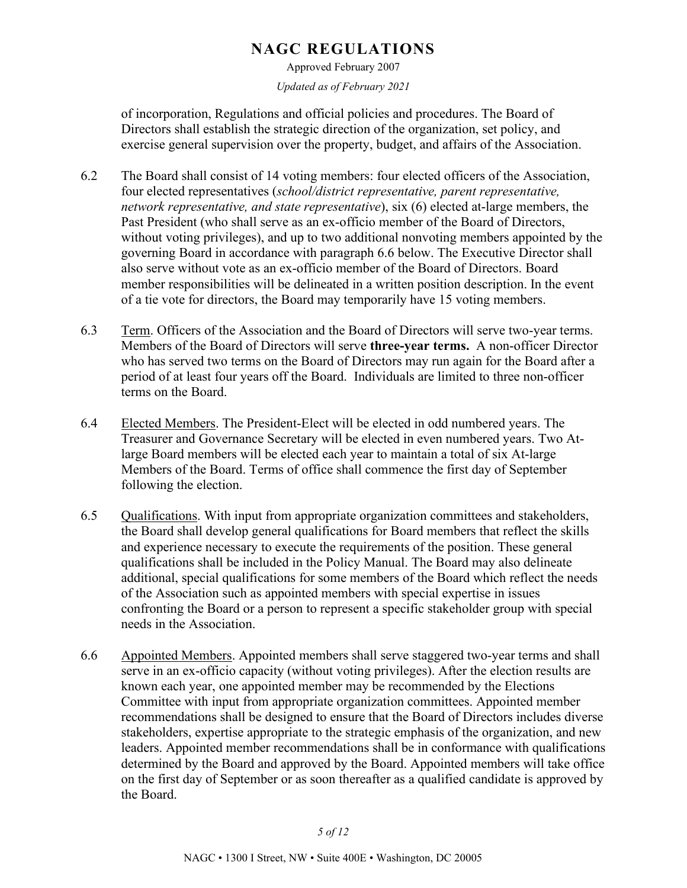of incorporation, Regulations and official policies and procedures. The Board of Directors shall establish the strategic direction of the organization, set policy, and exercise general supervision over the property, budget, and affairs of the Association.

6.2 The Board shall consist of 14 voting members: four elected officers of the Association, four elected representatives (*school/district representative, parent representative, network representative, and state representative*), six (6) elected at-large members, the Past President (who shall serve as an ex-officio member of the Board of Directors, without voting privileges), and up to two additional nonvoting members appointed by the governing Board in accordance with paragraph 6.6 below. The Executive Director shall also serve without vote as an ex-officio member of the Board of Directors. Board member responsibilities will be delineated in a written position description. In the event of a tie vote for directors, the Board may temporarily have 15 voting members.

6.3 Term. Officers of the Association and the Board of Directors will serve two-year terms. Members of the Board of Directors will serve **three-year terms.** A non-officer Director who has served two terms on the Board of Directors may run again for the Board after a period of at least four years off the Board. Individuals are limited to three non-officer terms on the Board.

6.4 Elected Members. The President-Elect will be elected in odd numbered years. The Treasurer and Governance Secretary will be elected in even numbered years. Two At-large Board members will be elected each year to maintain a total of six At-large Members of the Board. Terms of office shall commence the first day of September following the election.

6.5 Qualifications. With input from appropriate organization committees and stakeholders, the Board shall develop general qualifications for Board members that reflect the skills and experience necessary to execute the requirements of the position. These general qualifications shall be included in the Policy Manual. The Board may also delineate additional, special qualifications for some members of the Board which reflect the needs of the Association such as appointed members with special expertise in issues confronting the Board or a person to represent a specific stakeholder group with special needs in the Association.

6.6 Appointed Members. Appointed members shall serve staggered two-year terms and shall serve in an ex-officio capacity (without voting privileges). After the election results are known each year, one appointed member may be recommended by the Elections Committee with input from appropriate organization committees. Appointed member recommendations shall be designed to ensure that the Board of Directors includes diverse stakeholders, expertise appropriate to the strategic emphasis of the organization, and new leaders. Appointed member recommendations shall be in conformance with qualifications determined by the Board and approved by the Board. Appointed members will take office on the first day of September or as soon thereafter as a qualified candidate is approved by the Board.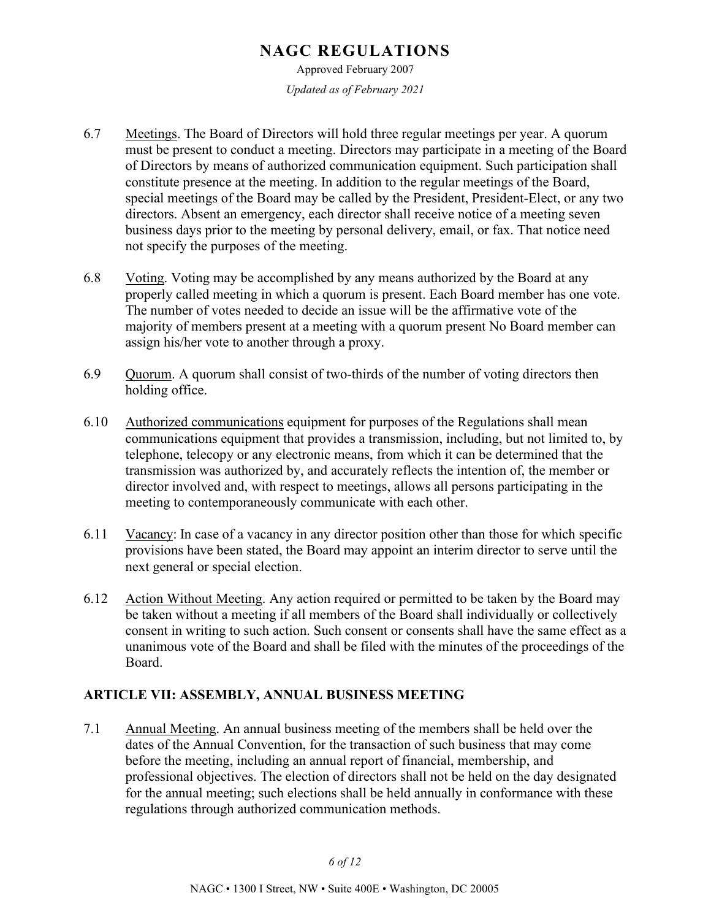6.7 Meetings. The Board of Directors will hold three regular meetings per year. A quorum must be present to conduct a meeting. Directors may participate in a meeting of the Board of Directors by means of authorized communication equipment. Such participation shall constitute presence at the meeting. In addition to the regular meetings of the Board, special meetings of the Board may be called by the President, President-Elect, or any two directors. Absent an emergency, each director shall receive notice of a meeting seven business days prior to the meeting by personal delivery, email, or fax. That notice need not specify the purposes of the meeting.

6.8 Voting. Voting may be accomplished by any means authorized by the Board at any properly called meeting in which a quorum is present. Each Board member has one vote. The number of votes needed to decide an issue will be the affirmative vote of the majority of members present at a meeting with a quorum present No Board member can assign his/her vote to another through a proxy.

6.9 Quorum. A quorum shall consist of two-thirds of the number of voting directors then holding office.

6.10 Authorized communications equipment for purposes of the Regulations shall mean communications equipment that provides a transmission, including, but not limited to, by telephone, telecopy or any electronic means, from which it can be determined that the transmission was authorized by, and accurately reflects the intention of, the member or director involved and, with respect to meetings, allows all persons participating in the meeting to contemporaneously communicate with each other.

6.11 Vacancy: In case of a vacancy in any director position other than those for which specific provisions have been stated, the Board may appoint an interim director to serve until the next general or special election.

6.12 Action Without Meeting. Any action required or permitted to be taken by the Board may be taken without a meeting if all members of the Board shall individually or collectively consent in writing to such action. Such consent or consents shall have the same effect as a unanimous vote of the Board and shall be filed with the minutes of the proceedings of the Board.

## ARTICLE VII: ASSEMBLY, ANNUAL BUSINESS MEETING

7.1 Annual Meeting. An annual business meeting of the members shall be held over the dates of the Annual Convention, for the transaction of such business that may come before the meeting, including an annual report of financial, membership, and professional objectives. The election of directors shall not be held on the day designated for the annual meeting; such elections shall be held annually in conformance with these regulations through authorized communication methods.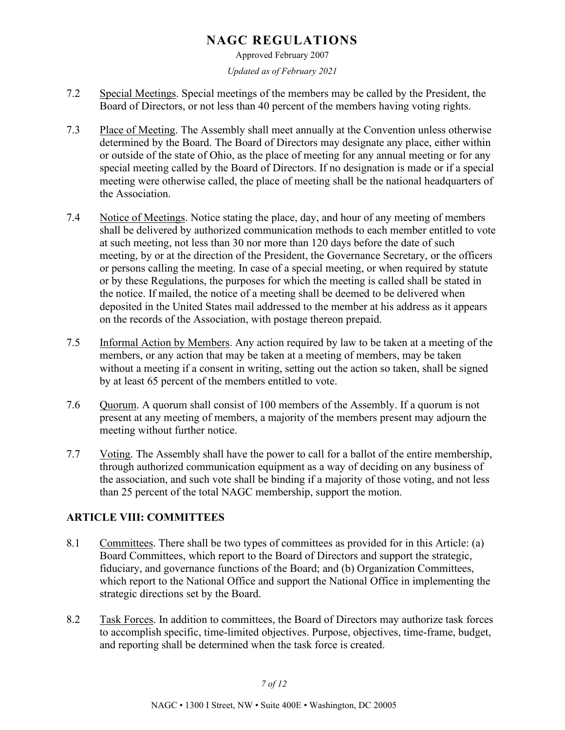7.2 Special Meetings. Special meetings of the members may be called by the President, the Board of Directors, or not less than 40 percent of the members having voting rights.

7.3 Place of Meeting. The Assembly shall meet annually at the Convention unless otherwise determined by the Board. The Board of Directors may designate any place, either within or outside of the state of Ohio, as the place of meeting for any annual meeting or for any special meeting called by the Board of Directors. If no designation is made or if a special meeting were otherwise called, the place of meeting shall be the national headquarters of the Association.

7.4 Notice of Meetings. Notice stating the place, day, and hour of any meeting of members shall be delivered by authorized communication methods to each member entitled to vote at such meeting, not less than 30 nor more than 120 days before the date of such meeting, by or at the direction of the President, the Governance Secretary, or the officers or persons calling the meeting. In case of a special meeting, or when required by statute or by these Regulations, the purposes for which the meeting is called shall be stated in the notice. If mailed, the notice of a meeting shall be deemed to be delivered when deposited in the United States mail addressed to the member at his address as it appears on the records of the Association, with postage thereon prepaid.

7.5 Informal Action by Members. Any action required by law to be taken at a meeting of the members, or any action that may be taken at a meeting of members, may be taken without a meeting if a consent in writing, setting out the action so taken, shall be signed by at least 65 percent of the members entitled to vote.

7.6 Quorum. A quorum shall consist of 100 members of the Assembly. If a quorum is not present at any meeting of members, a majority of the members present may adjourn the meeting without further notice.

7.7 Voting. The Assembly shall have the power to call for a ballot of the entire membership, through authorized communication equipment as a way of deciding on any business of the association, and such vote shall be binding if a majority of those voting, and not less than 25 percent of the total NAGC membership, support the motion.

## ARTICLE VIII: COMMITTEES

8.1 Committees. There shall be two types of committees as provided for in this Article: (a) Board Committees, which report to the Board of Directors and support the strategic, fiduciary, and governance functions of the Board; and (b) Organization Committees, which report to the National Office and support the National Office in implementing the strategic directions set by the Board.

8.2 Task Forces. In addition to committees, the Board of Directors may authorize task forces to accomplish specific, time-limited objectives. Purpose, objectives, time-frame, budget, and reporting shall be determined when the task force is created.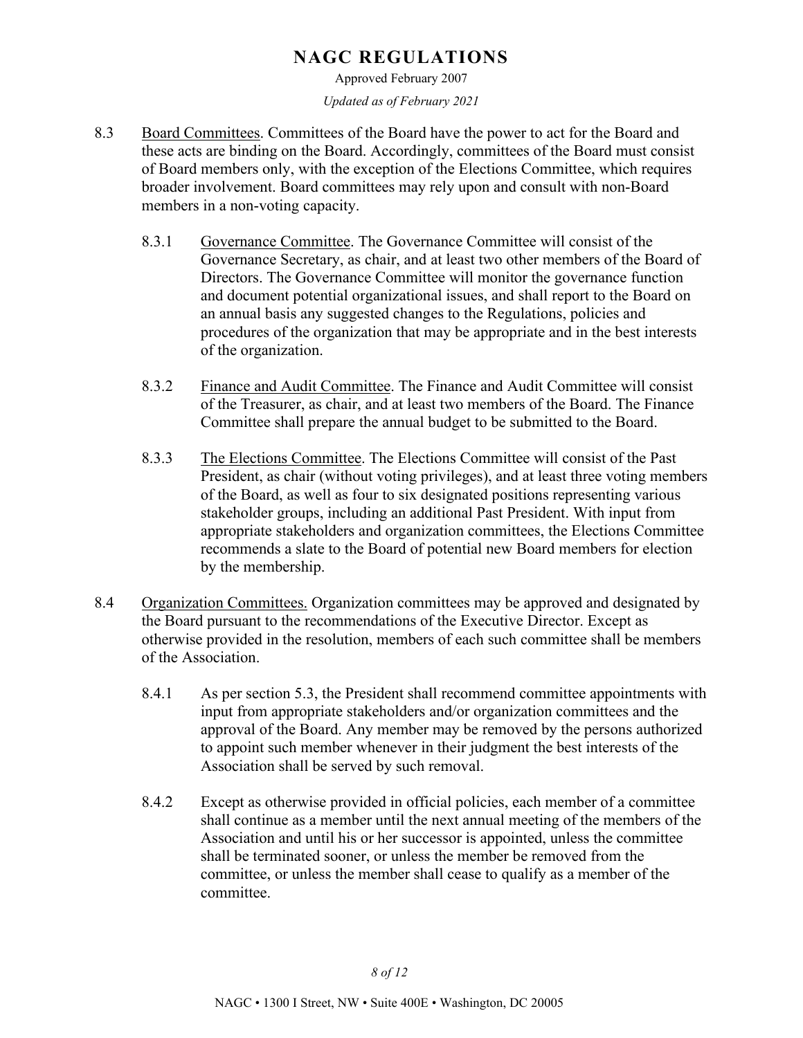8.3 Board Committees. Committees of the Board have the power to act for the Board and these acts are binding on the Board. Accordingly, committees of the Board must consist of Board members only, with the exception of the Elections Committee, which requires broader involvement. Board committees may rely upon and consult with non-Board members in a non-voting capacity.

8.3.1 Governance Committee. The Governance Committee will consist of the Governance Secretary, as chair, and at least two other members of the Board of Directors. The Governance Committee will monitor the governance function and document potential organizational issues, and shall report to the Board on an annual basis any suggested changes to the Regulations, policies and procedures of the organization that may be appropriate and in the best interests of the organization.

8.3.2 Finance and Audit Committee. The Finance and Audit Committee will consist of the Treasurer, as chair, and at least two members of the Board. The Finance Committee shall prepare the annual budget to be submitted to the Board.

8.3.3 The Elections Committee. The Elections Committee will consist of the Past President, as chair (without voting privileges), and at least three voting members of the Board, as well as four to six designated positions representing various stakeholder groups, including an additional Past President. With input from appropriate stakeholders and organization committees, the Elections Committee recommends a slate to the Board of potential new Board members for election by the membership.

8.4 Organization Committees. Organization committees may be approved and designated by the Board pursuant to the recommendations of the Executive Director. Except as otherwise provided in the resolution, members of each such committee shall be members of the Association.

8.4.1 As per section 5.3, the President shall recommend committee appointments with input from appropriate stakeholders and/or organization committees and the approval of the Board. Any member may be removed by the persons authorized to appoint such member whenever in their judgment the best interests of the Association shall be served by such removal.

8.4.2 Except as otherwise provided in official policies, each member of a committee shall continue as a member until the next annual meeting of the members of the Association and until his or her successor is appointed, unless the committee shall be terminated sooner, or unless the member be removed from the committee, or unless the member shall cease to qualify as a member of the committee.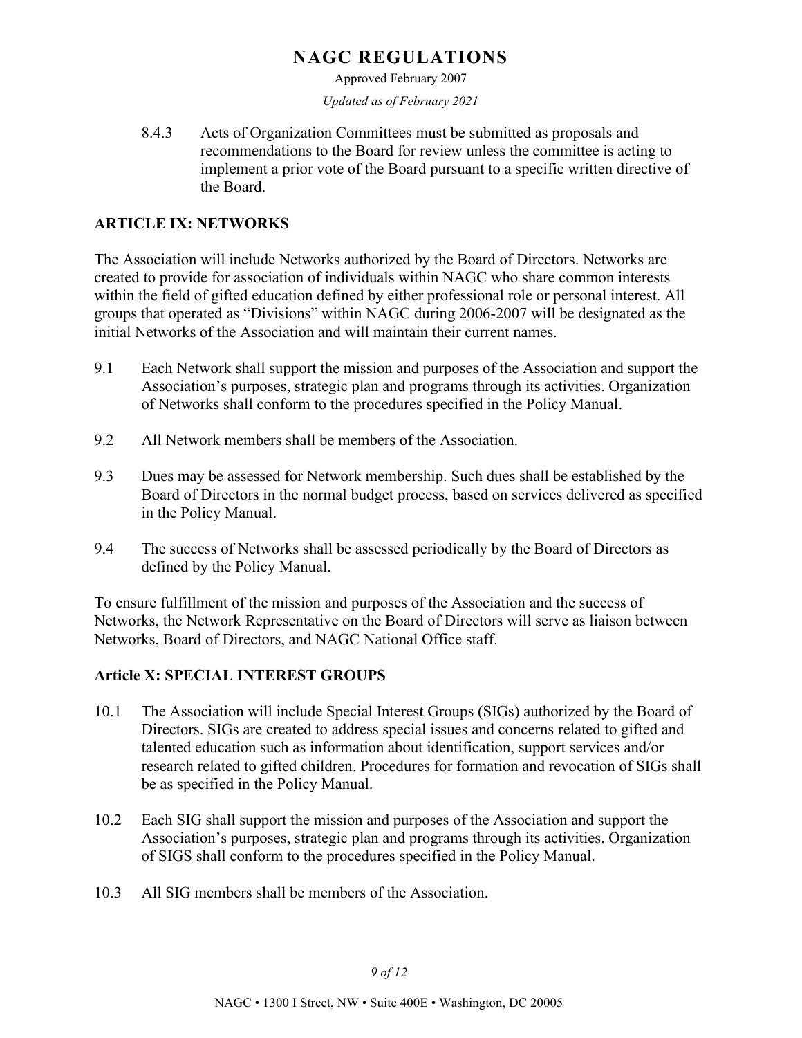8.4.3 Acts of Organization Committees must be submitted as proposals and recommendations to the Board for review unless the committee is acting to implement a prior vote of the Board pursuant to a specific written directive of the Board.

## ARTICLE IX: NETWORKS

The Association will include Networks authorized by the Board of Directors. Networks are created to provide for association of individuals within NAGC who share common interests within the field of gifted education defined by either professional role or personal interest. All groups that operated as "Divisions" within NAGC during 2006-2007 will be designated as the initial Networks of the Association and will maintain their current names.

9.1 Each Network shall support the mission and purposes of the Association and support the Association's purposes, strategic plan and programs through its activities. Organization of Networks shall conform to the procedures specified in the Policy Manual.

9.2 All Network members shall be members of the Association.

9.3 Dues may be assessed for Network membership. Such dues shall be established by the Board of Directors in the normal budget process, based on services delivered as specified in the Policy Manual.

9.4 The success of Networks shall be assessed periodically by the Board of Directors as defined by the Policy Manual.

To ensure fulfillment of the mission and purposes of the Association and the success of Networks, the Network Representative on the Board of Directors will serve as liaison between Networks, Board of Directors, and NAGC National Office staff.

## Article X: SPECIAL INTEREST GROUPS

10.1 The Association will include Special Interest Groups (SIGs) authorized by the Board of Directors. SIGs are created to address special issues and concerns related to gifted and talented education such as information about identification, support services and/or research related to gifted children. Procedures for formation and revocation of SIGs shall be as specified in the Policy Manual.

10.2 Each SIG shall support the mission and purposes of the Association and support the Association's purposes, strategic plan and programs through its activities. Organization of SIGS shall conform to the procedures specified in the Policy Manual.

10.3 All SIG members shall be members of the Association.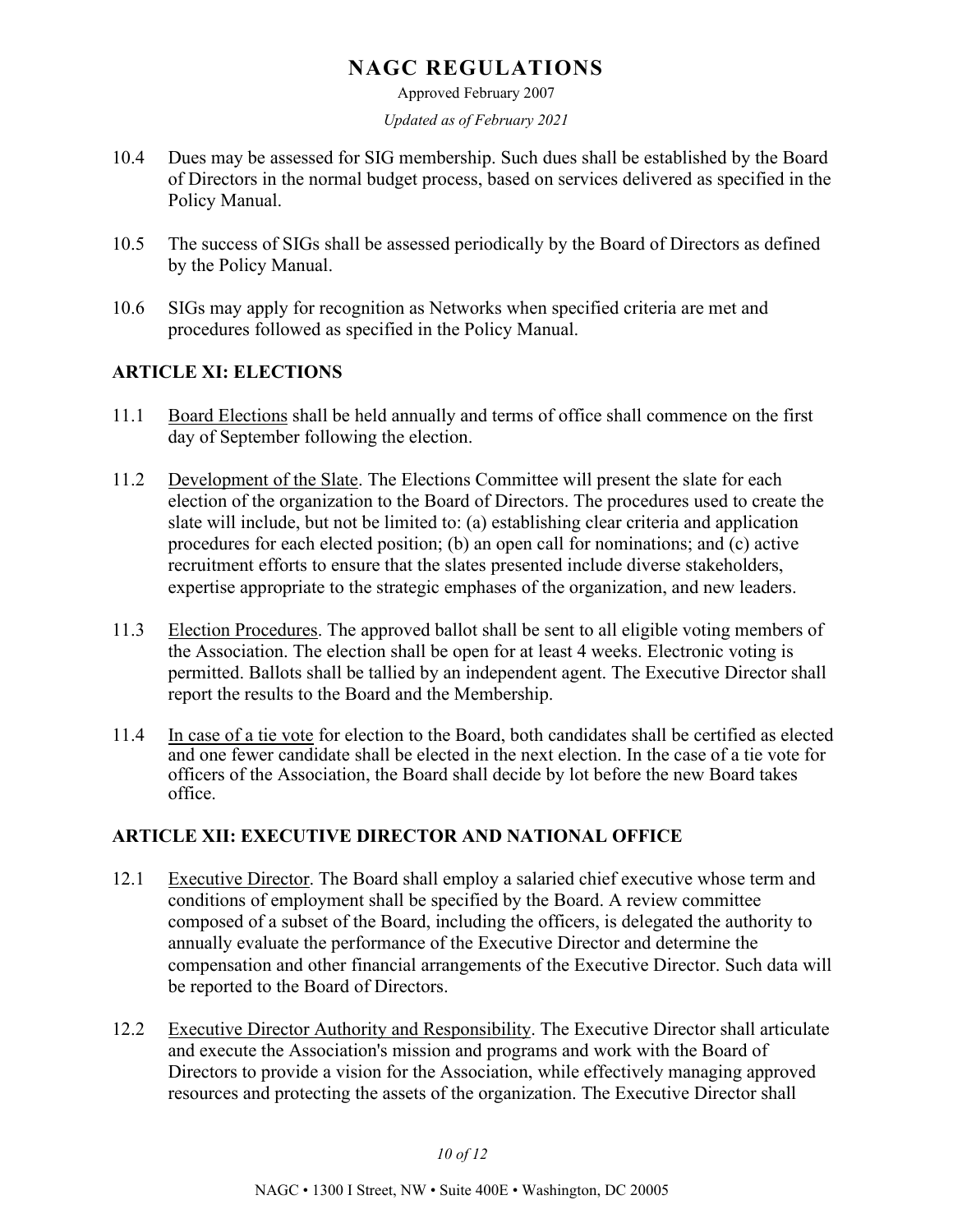10.4 Dues may be assessed for SIG membership. Such dues shall be established by the Board of Directors in the normal budget process, based on services delivered as specified in the Policy Manual.

10.5 The success of SIGs shall be assessed periodically by the Board of Directors as defined by the Policy Manual.

10.6 SIGs may apply for recognition as Networks when specified criteria are met and procedures followed as specified in the Policy Manual.

## ARTICLE XI: ELECTIONS

11.1 Board Elections shall be held annually and terms of office shall commence on the first day of September following the election.

11.2 Development of the Slate. The Elections Committee will present the slate for each election of the organization to the Board of Directors. The procedures used to create the slate will include, but not be limited to: (a) establishing clear criteria and application procedures for each elected position; (b) an open call for nominations; and (c) active recruitment efforts to ensure that the slates presented include diverse stakeholders, expertise appropriate to the strategic emphases of the organization, and new leaders.

11.3 Election Procedures. The approved ballot shall be sent to all eligible voting members of the Association. The election shall be open for at least 4 weeks. Electronic voting is permitted. Ballots shall be tallied by an independent agent. The Executive Director shall report the results to the Board and the Membership.

11.4 In case of a tie vote for election to the Board, both candidates shall be certified as elected and one fewer candidate shall be elected in the next election. In the case of a tie vote for officers of the Association, the Board shall decide by lot before the new Board takes office.

## ARTICLE XII: EXECUTIVE DIRECTOR AND NATIONAL OFFICE

12.1 Executive Director. The Board shall employ a salaried chief executive whose term and conditions of employment shall be specified by the Board. A review committee composed of a subset of the Board, including the officers, is delegated the authority to annually evaluate the performance of the Executive Director and determine the compensation and other financial arrangements of the Executive Director. Such data will be reported to the Board of Directors.

12.2 Executive Director Authority and Responsibility. The Executive Director shall articulate and execute the Association's mission and programs and work with the Board of Directors to provide a vision for the Association, while effectively managing approved resources and protecting the assets of the organization. The Executive Director shall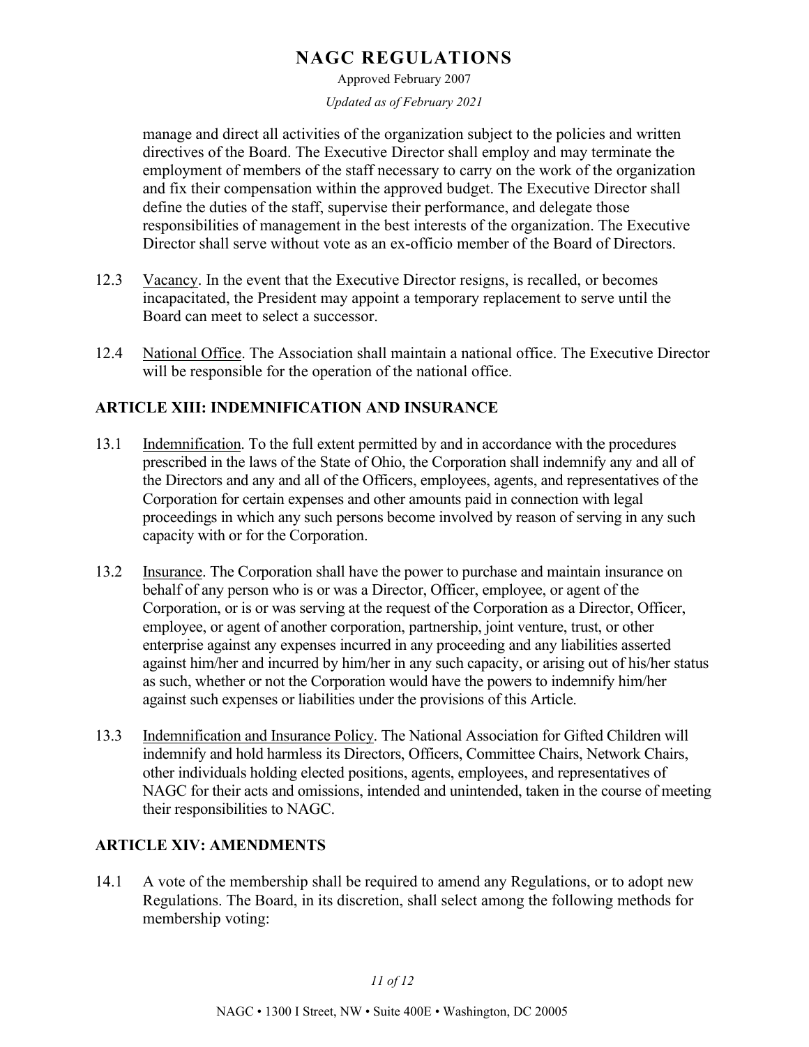manage and direct all activities of the organization subject to the policies and written directives of the Board. The Executive Director shall employ and may terminate the employment of members of the staff necessary to carry on the work of the organization and fix their compensation within the approved budget. The Executive Director shall define the duties of the staff, supervise their performance, and delegate those responsibilities of management in the best interests of the organization. The Executive Director shall serve without vote as an ex-officio member of the Board of Directors.

12.3 Vacancy. In the event that the Executive Director resigns, is recalled, or becomes incapacitated, the President may appoint a temporary replacement to serve until the Board can meet to select a successor.

12.4 National Office. The Association shall maintain a national office. The Executive Director will be responsible for the operation of the national office.

## ARTICLE XIII: INDEMNIFICATION AND INSURANCE

13.1 Indemnification. To the full extent permitted by and in accordance with the procedures prescribed in the laws of the State of Ohio, the Corporation shall indemnify any and all of the Directors and any and all of the Officers, employees, agents, and representatives of the Corporation for certain expenses and other amounts paid in connection with legal proceedings in which any such persons become involved by reason of serving in any such capacity with or for the Corporation.

13.2 Insurance. The Corporation shall have the power to purchase and maintain insurance on behalf of any person who is or was a Director, Officer, employee, or agent of the Corporation, or is or was serving at the request of the Corporation as a Director, Officer, employee, or agent of another corporation, partnership, joint venture, trust, or other enterprise against any expenses incurred in any proceeding and any liabilities asserted against him/her and incurred by him/her in any such capacity, or arising out of his/her status as such, whether or not the Corporation would have the powers to indemnify him/her against such expenses or liabilities under the provisions of this Article.

13.3 Indemnification and Insurance Policy. The National Association for Gifted Children will indemnify and hold harmless its Directors, Officers, Committee Chairs, Network Chairs, other individuals holding elected positions, agents, employees, and representatives of NAGC for their acts and omissions, intended and unintended, taken in the course of meeting their responsibilities to NAGC.

## ARTICLE XIV: AMENDMENTS

14.1 A vote of the membership shall be required to amend any Regulations, or to adopt new Regulations. The Board, in its discretion, shall select among the following methods for membership voting: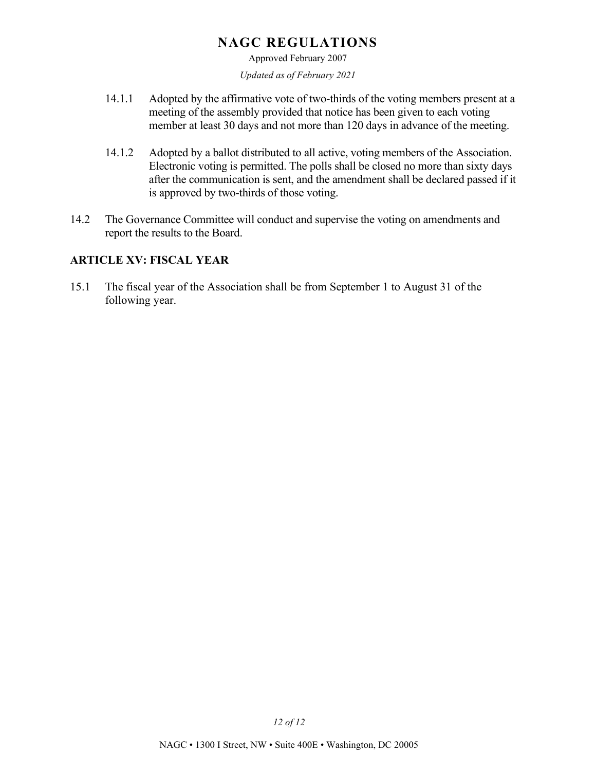14.1.1 Adopted by the affirmative vote of two-thirds of the voting members present at a meeting of the assembly provided that notice has been given to each voting member at least 30 days and not more than 120 days in advance of the meeting.

14.1.2 Adopted by a ballot distributed to all active, voting members of the Association. Electronic voting is permitted. The polls shall be closed no more than sixty days after the communication is sent, and the amendment shall be declared passed if it is approved by two-thirds of those voting.

14.2 The Governance Committee will conduct and supervise the voting on amendments and report the results to the Board.

## ARTICLE XV: FISCAL YEAR

15.1 The fiscal year of the Association shall be from September 1 to August 31 of the following year.